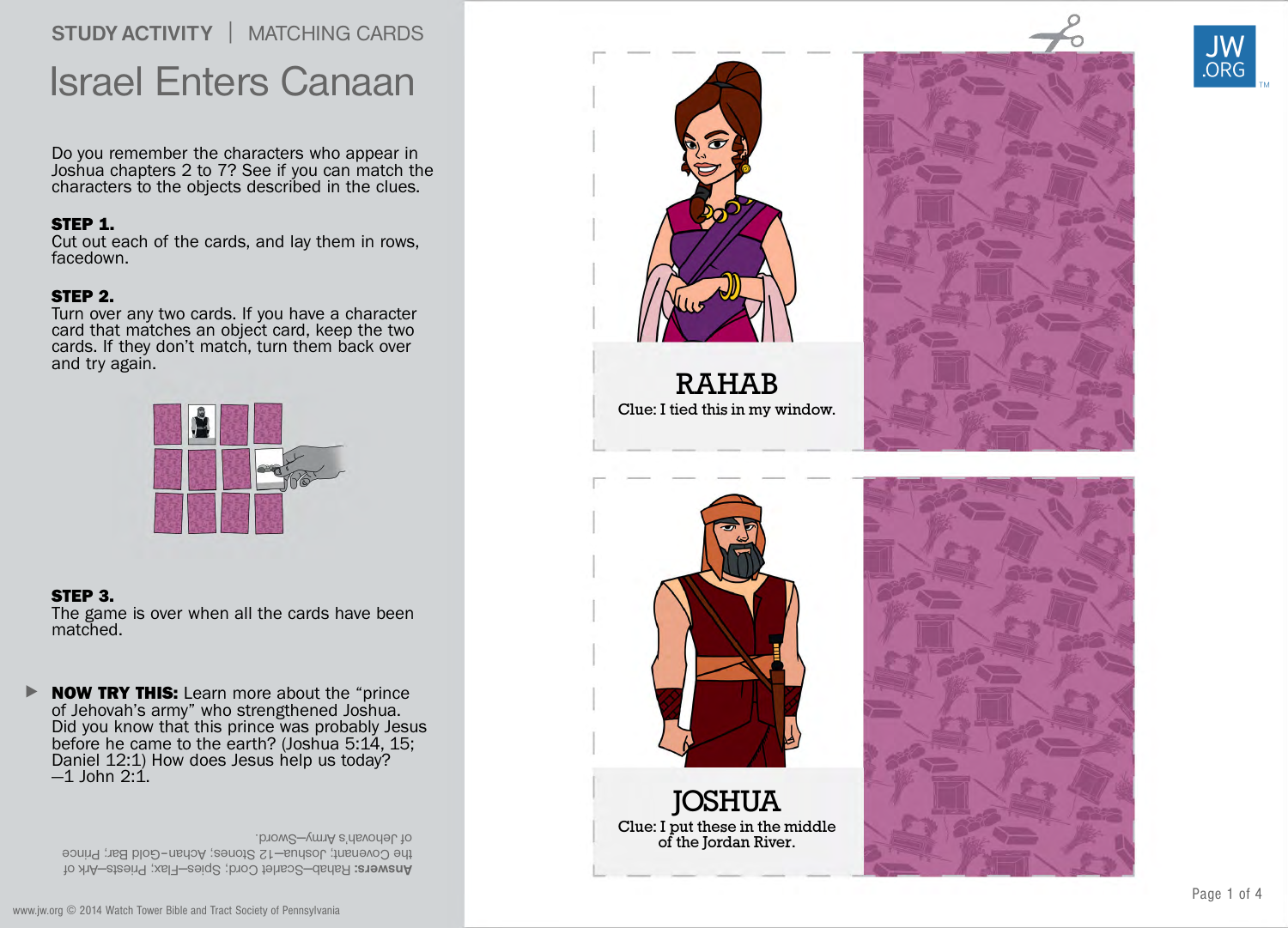STUDY ACTIVITY | MATCHING CARDS

# Israel Enters Canaan

Do you remember the characters who appear in Joshua chapters 2 to 7? See if you can match the characters to the objects described in the clues.

**STEP 1.**
Cut out each of the cards, and lay them in rows, facedown.

**STEP 2.**
Turn over any two cards. If you have a character card that matches an object card, keep the two cards. If they don't match, turn them back over and try again.

**STEP 3.**
The game is over when all the cards have been matched.

**NOW TRY THIS:** Learn more about the "prince of Jehovah's army" who strengthened Joshua. Did you know that this prince was probably Jesus before he came to the earth? (Joshua 5:14, 15; Daniel 12:1) How does Jesus help us today? —1 John 2:1.

**Answers:** Rahab—Scarlet Cord; Spies—Flax; Priests—Ark of the Covenant; Joshua—12 Stones; Achan—Gold Bar; Prince of Jehovah's Army—Sword.

www.jw.org © 2014 Watch Tower Bible and Tract Society of Pennsylvania

## RAHAB

Clue: I tied this in my window.

## JOSHUA

Clue: I put these in the middle of the Jordan River.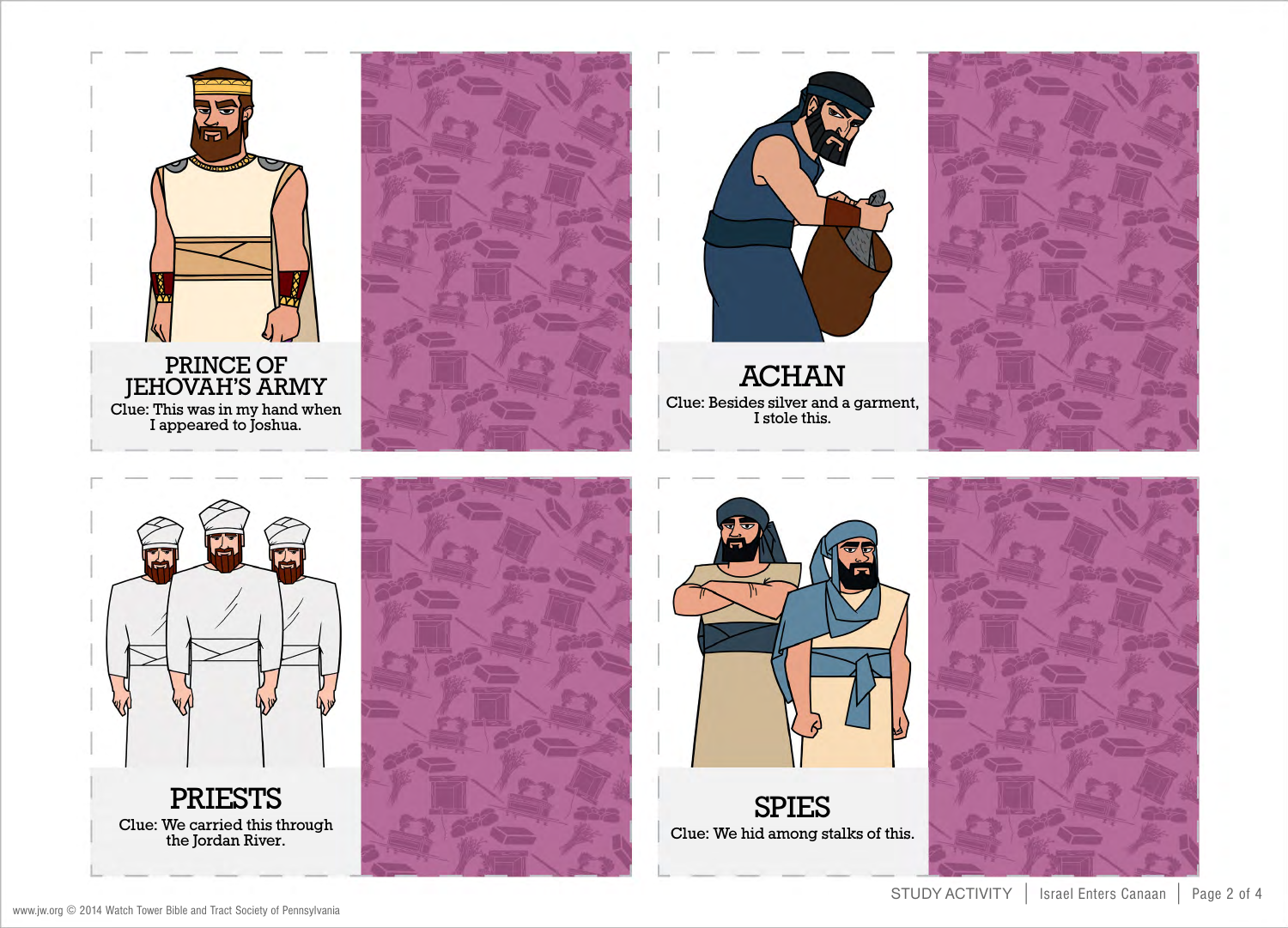## PRINCE OF JEHOVAH'S ARMY

Clue: This was in my hand when I appeared to Joshua.

## ACHAN

Clue: Besides silver and a garment, I stole this.

## PRIESTS

Clue: We carried this through the Jordan River.

## SPIES

Clue: We hid among stalks of this.

www.jw.org © 2014 Watch Tower Bible and Tract Society of Pennsylvania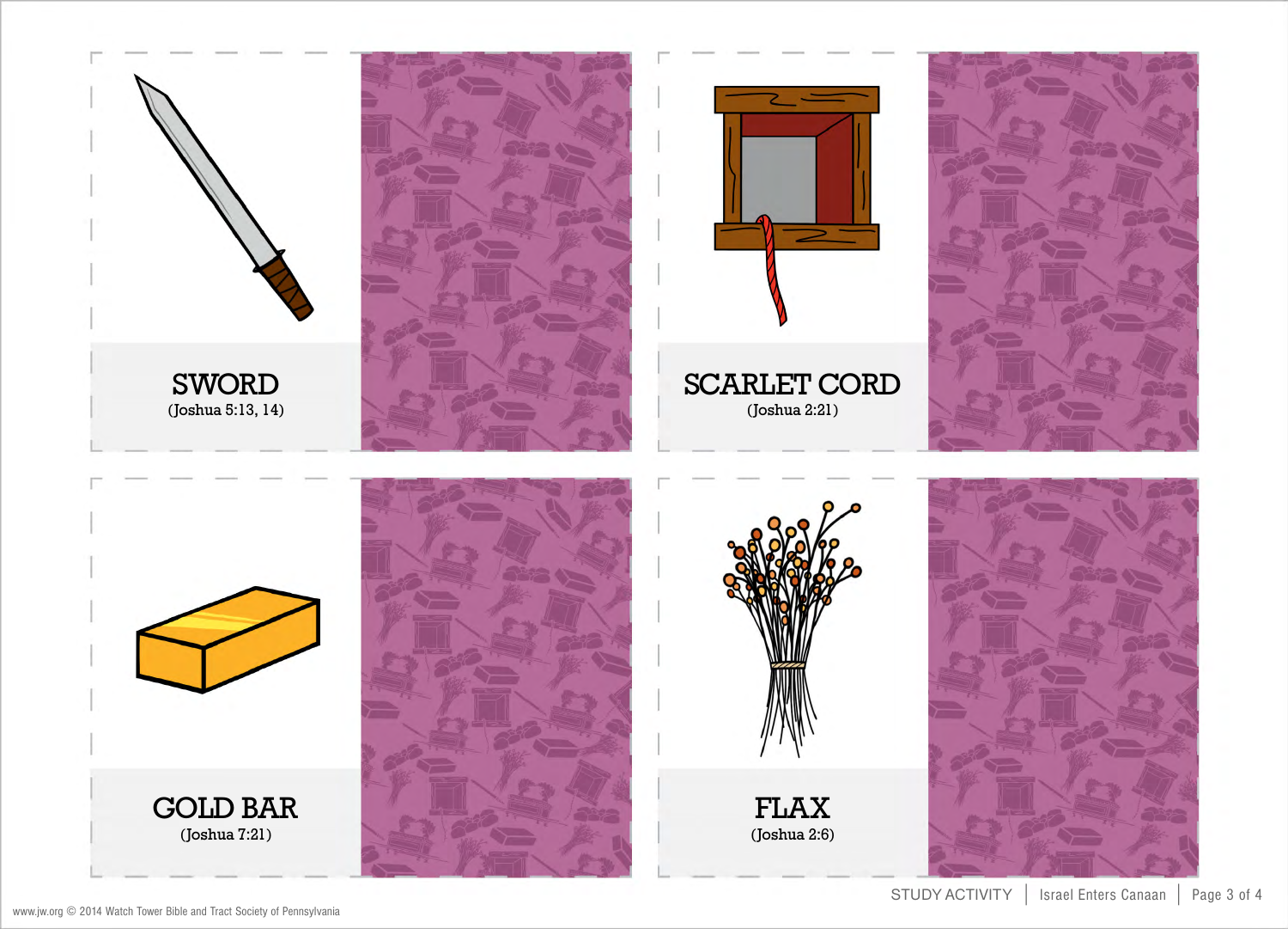SWORD

(Joshua 5:13, 14)

SCARLET CORD

(Joshua 2:21)

GOLD BAR

(Joshua 7:21)

FLAX

(Joshua 2:6)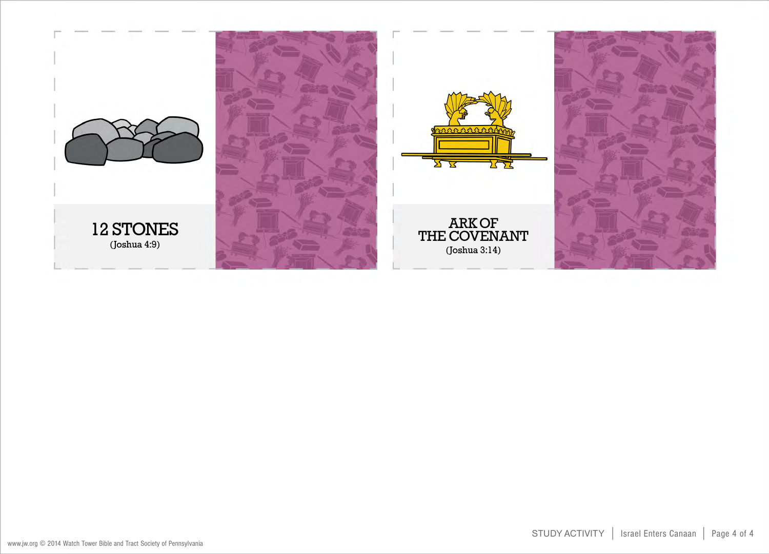12 STONES
(Joshua 4:9)

ARK OF
THE COVENANT
(Joshua 3:14)

www.jw.org © 2014 Watch Tower Bible and Tract Society of Pennsylvania